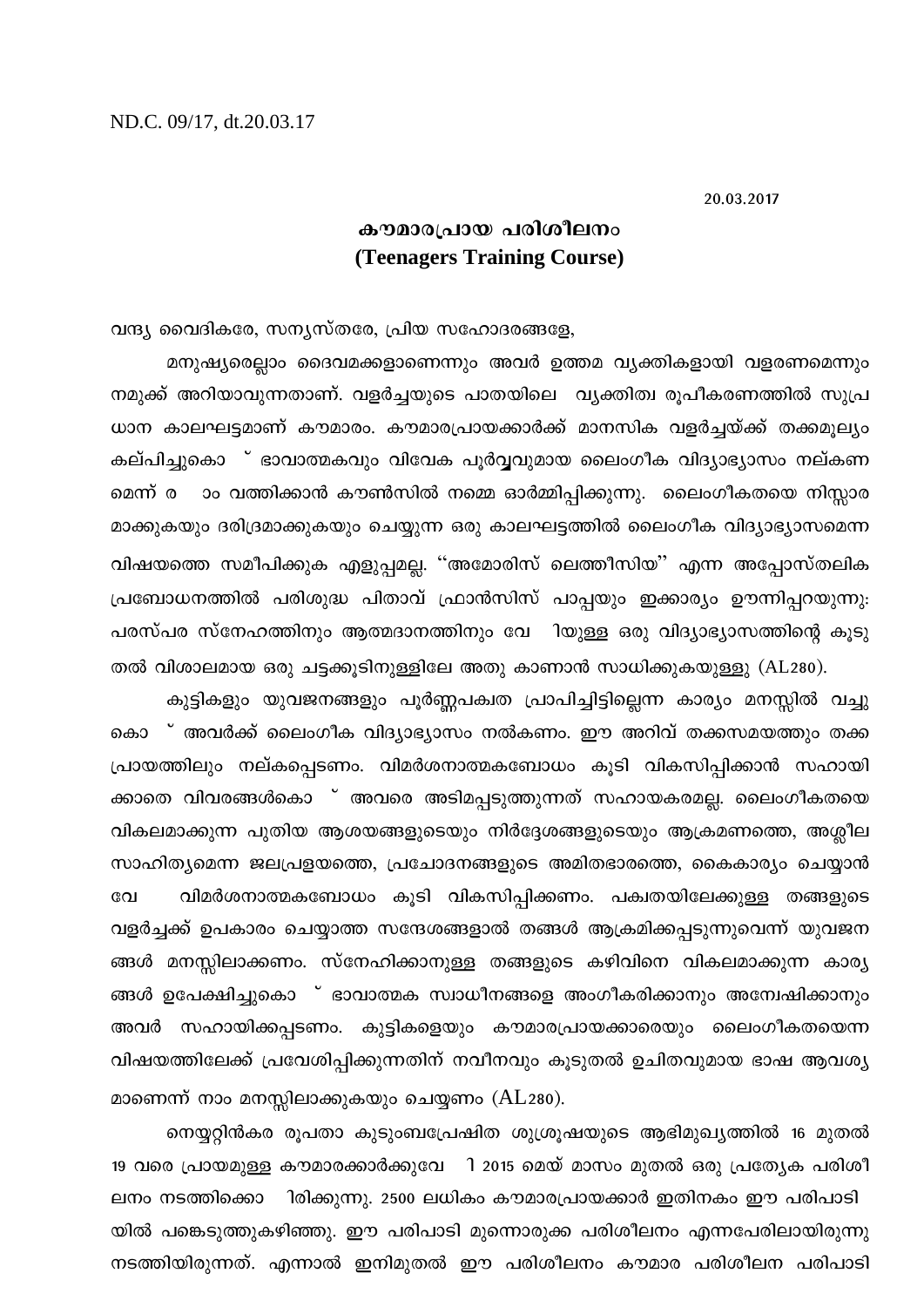ND.C. 09/17, dt.20.03.17

20.03.2017

# കൗമാരപ്രായ പരിശീലനം
# (Teenagers Training Course)

വന്ദ്യ വൈദികരേ, സന്യസ്തരേ, പ്രിയ സഹോദരങ്ങളേ,

മനുഷ്യരെല്ലാം ദൈവമക്കളാണെന്നും അവർ ഉത്തമ വ്യക്തികളായി വളരണമെന്നും നമുക്ക് അറിയാവുന്നതാണ്. വളർച്ചയുടെ പാതയിലെ വ്യക്തിത്വ രൂപീകരണത്തിൽ സുപ്രധാന കാലഘട്ടമാണ് കൗമാരം. കൗമാരപ്രായക്കാർക്ക് മാനസിക വളർച്ചയ്ക്ക് തക്കമൂല്യം കല്പിച്ചുകൊ ് ഭാവാത്മകവും വിവേക പൂർവ്വവുമായ ലൈംഗീക വിദ്യാഭ്യാസം നല്കണമെന്ന് ര ാം വത്തിക്കാൻ കൗൺസിൽ നമ്മെ ഓർമ്മിപ്പിക്കുന്നു. ലൈംഗീകതയെ നിസ്സാരമാക്കുകയും ദരിദ്രമാക്കുകയും ചെയ്യുന്ന ഒരു കാലഘട്ടത്തിൽ ലൈംഗീക വിദ്യാഭ്യാസമെന്ന വിഷയത്തെ സമീപിക്കുക എളുപ്പമല്ല. ''അമോരിസ് ലെത്തീസിയ'' എന്ന അപ്പോസ്തലിക പ്രബോധനത്തിൽ പരിശുദ്ധ പിതാവ് ഫ്രാൻസിസ് പാപ്പയും ഇക്കാര്യം ഊന്നിപ്പറയുന്നു: പരസ്പര സ്നേഹത്തിനും ആത്മദാനത്തിനും വേ ിയുള്ള ഒരു വിദ്യാഭ്യാസത്തിന്റെ കൂടുതൽ വിശാലമായ ഒരു ചട്ടക്കൂടിനുള്ളിലേ അതു കാണാൻ സാധിക്കുകയുള്ളു (AL280).

കുട്ടികളും യുവജനങ്ങളും പൂർണ്ണപക്വത പ്രാപിച്ചിട്ടില്ലെന്ന കാര്യം മനസ്സിൽ വച്ചു കൊ ് അവർക്ക് ലൈംഗീക വിദ്യാഭ്യാസം നൽകണം. ഈ അറിവ് തക്കസമയത്തും തക്ക പ്രായത്തിലും നല്കപ്പെടണം. വിമർശനാത്മകബോധം കൂടി വികസിപ്പിക്കാൻ സഹായിക്കാതെ വിവരങ്ങൾകൊ ് അവരെ അടിമപ്പെടുത്തുന്നത് സഹായകരമല്ല. ലൈംഗീകതയെ വികലമാക്കുന്ന പുതിയ ആശയങ്ങളുടെയും നിർദ്ദേശങ്ങളുടെയും ആക്രമണത്തെ, അശ്ലീല സാഹിത്യമെന്ന ജലപ്രളയത്തെ, പ്രചോദനങ്ങളുടെ അമിതഭാരത്തെ, കൈകാര്യം ചെയ്യാൻ വേ വിമർശനാത്മകബോധം കൂടി വികസിപ്പിക്കണം. പക്വതയിലേക്കുള്ള തങ്ങളുടെ വളർച്ചക്ക് ഉപകാരം ചെയ്യാത്ത സന്ദേശങ്ങളാൽ തങ്ങൾ ആക്രമിക്കപ്പെടുന്നുവെന്ന് യുവജനങ്ങൾ മനസ്സിലാക്കണം. സ്നേഹിക്കാനുള്ള തങ്ങളുടെ കഴിവിനെ വികലമാക്കുന്ന കാര്യങ്ങൾ ഉപേക്ഷിച്ചുകൊ ് ഭാവാത്മക സ്വാധീനങ്ങളെ അംഗീകരിക്കാനും അന്വേഷിക്കാനും അവർ സഹായിക്കപ്പെടണം. കുട്ടികളെയും കൗമാരപ്രായക്കാരെയും ലൈംഗീകതയെന്ന വിഷയത്തിലേക്ക് പ്രവേശിപ്പിക്കുന്നതിന് നവീനവും കൂടുതൽ ഉചിതവുമായ ഭാഷ ആവശ്യമാണെന്ന് നാം മനസ്സിലാക്കുകയും ചെയ്യണം (AL280).

നെയ്യറ്റിൻകര രൂപതാ കുടുംബപ്രേഷിത ശുശ്രൂഷയുടെ ആഭിമുഖ്യത്തിൽ 16 മുതൽ 19 വരെ പ്രായമുള്ള കൗമാരക്കാർക്കുവേ ി 2015 മെയ് മാസം മുതൽ ഒരു പ്രത്യേക പരിശീലനം നടത്തിക്കൊ ിരിക്കുന്നു. 2500 ലധികം കൗമാരപ്രായക്കാർ ഇതിനകം ഈ പരിപാടിയിൽ പങ്കെടുത്തുകഴിഞ്ഞു. ഈ പരിപാടി മുന്നൊരുക്ക പരിശീലനം എന്നപേരിലായിരുന്നു നടത്തിയിരുന്നത്. എന്നാൽ ഇനിമുതൽ ഈ പരിശീലനം കൗമാര പരിശീലന പരിപാടി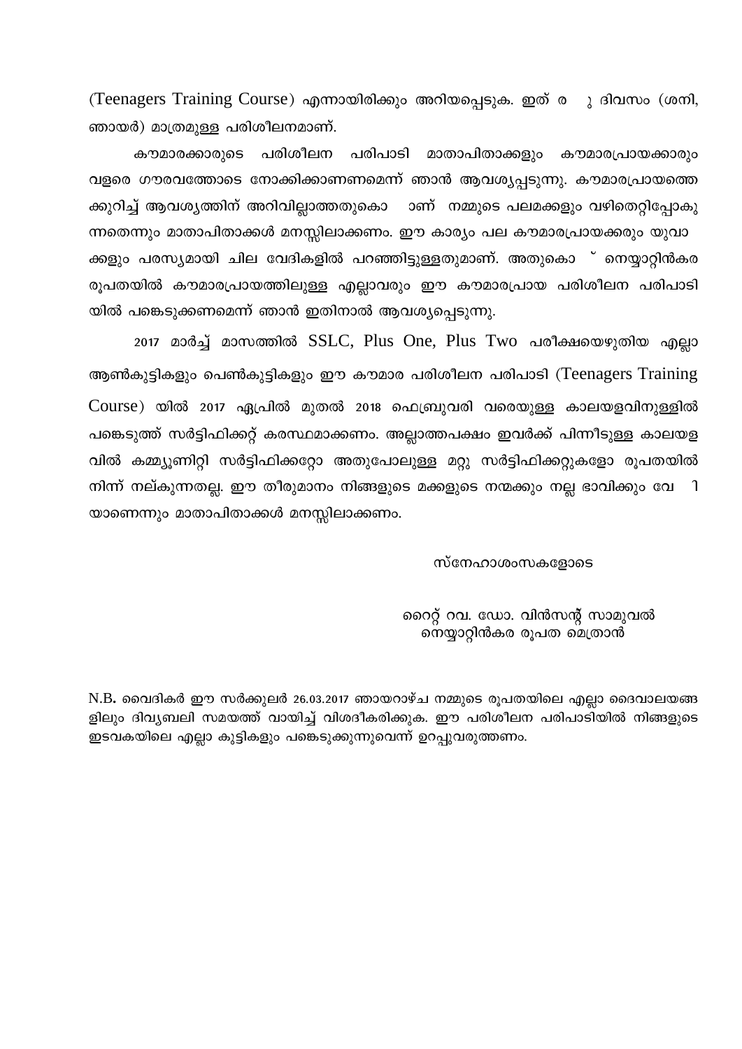(Teenagers Training Course) എന്നായിരിക്കും അറിയപ്പെടുക. ഇത് ര ു ദിവസം (ശനി, ഞായർ) മാത്രമുള്ള പരിശീലനമാണ്.

കൗമാരക്കാരുടെ പരിശീലന പരിപാടി മാതാപിതാക്കളും കൗമാരപ്രായക്കാരും വളരെ ഗൗരവത്തോടെ നോക്കിക്കാണണമെന്ന് ഞാൻ ആവശ്യപ്പടുന്നു. കൗമാരപ്രായത്തെക്കുറിച്ച് ആവശ്യത്തിന് അറിവില്ലാത്തതുകൊ ാണ് നമ്മുടെ പലമക്കളും വഴിതെറ്റിപ്പോകുന്നതെന്നും മാതാപിതാക്കൾ മനസ്സിലാക്കണം. ഈ കാര്യം പല കൗമാരപ്രായക്കരും യുവാക്കളും പരസ്യമായി ചില വേദികളിൽ പറഞ്ഞിട്ടുള്ളതുമാണ്. അതുകൊ ് നെയ്യാറ്റിൻകര രൂപതയിൽ കൗമാരപ്രായത്തിലുള്ള എല്ലാവരും ഈ കൗമാരപ്രായ പരിശീലന പരിപാടിയിൽ പങ്കെടുക്കണമെന്ന് ഞാൻ ഇതിനാൽ ആവശ്യപ്പെടുന്നു.

2017 മാർച്ച് മാസത്തിൽ SSLC, Plus One, Plus Two പരീക്ഷയെഴുതിയ എല്ലാ ആൺകുട്ടികളും പെൺകുട്ടികളും ഈ കൗമാര പരിശീലന പരിപാടി (Teenagers Training Course) യിൽ 2017 ഏപ്രിൽ മുതൽ 2018 ഫെബ്രുവരി വരെയുള്ള കാലയളവിനുള്ളിൽ പങ്കെടുത്ത് സർട്ടിഫിക്കറ്റ് കരസ്ഥമാക്കണം. അല്ലാത്തപക്ഷം ഇവർക്ക് പിന്നീടുള്ള കാലയളവിൽ കമ്മ്യൂണിറ്റി സർട്ടിഫിക്കറ്റോ അതുപോലുള്ള മറ്റു സർട്ടിഫിക്കറ്റുകളോ രൂപതയിൽ നിന്ന് നല്കുന്നതല്ല. ഈ തീരുമാനം നിങ്ങളുടെ മക്കളുടെ നന്മക്കും നല്ല ഭാവിക്കും വേ ി യാണെന്നും മാതാപിതാക്കൾ മനസ്സിലാക്കണം.

സ്നേഹാശംസകളോടെ

റൈറ്റ് റവ. ഡോ. വിൻസന്റ് സാമുവൽ
നെയ്യാറ്റിൻകര രൂപത മെത്രാൻ

N.B. വൈദികർ ഈ സർക്കുലർ 26.03.2017 ഞായറാഴ്ച നമ്മുടെ രൂപതയിലെ എല്ലാ ദൈവാലയങ്ങളിലും ദിവ്യബലി സമയത്ത് വായിച്ച് വിശദീകരിക്കുക. ഈ പരിശീലന പരിപാടിയിൽ നിങ്ങളുടെ ഇടവകയിലെ എല്ലാ കുട്ടികളും പങ്കെടുക്കുന്നുവെന്ന് ഉറപ്പുവരുത്തണം.